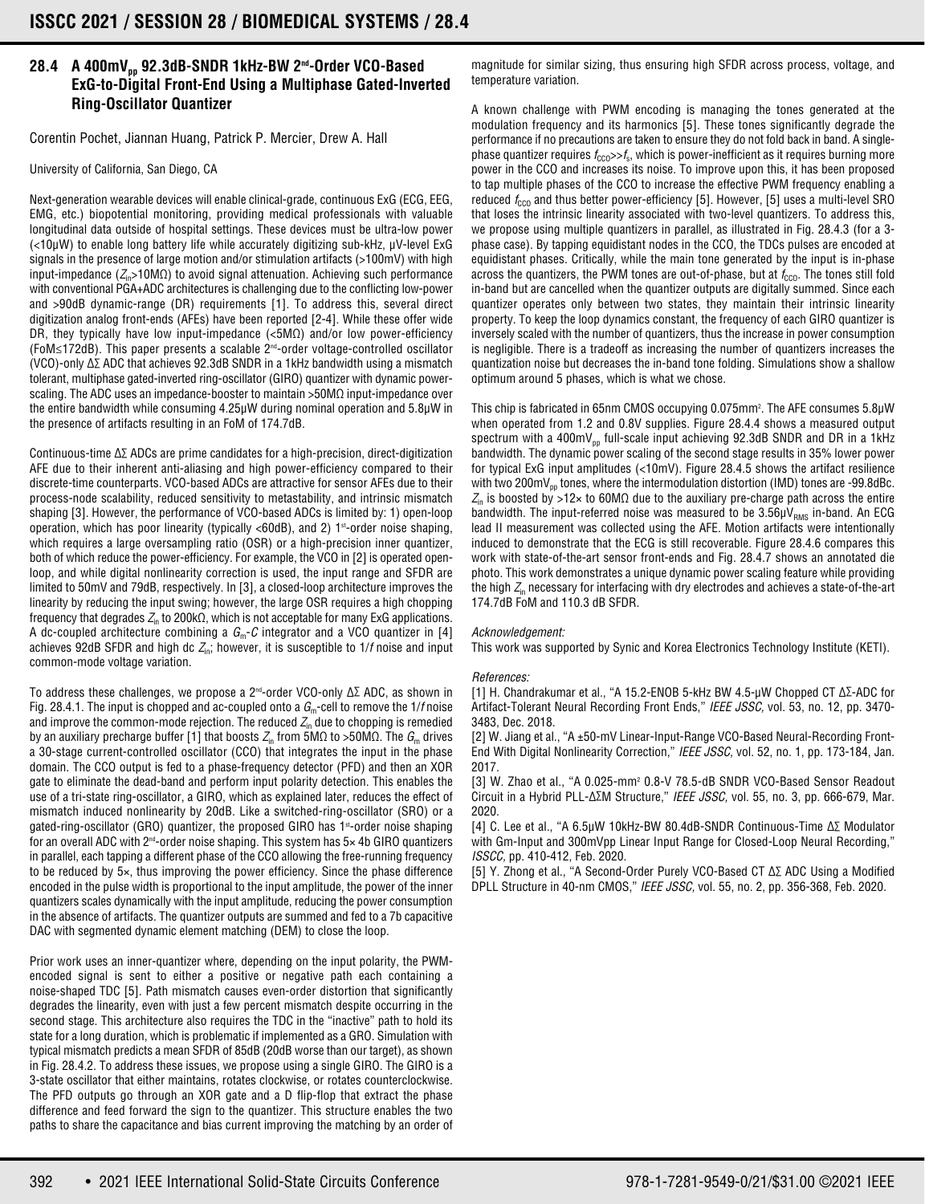## 28.4 A 400mV$_{pp}$ 92.3dB-SNDR 1kHz-BW 2$^{nd}$-Order VCO-Based ExG-to-Digital Front-End Using a Multiphase Gated-Inverted Ring-Oscillator Quantizer

Corentin Pochet, Jiannan Huang, Patrick P. Mercier, Drew A. Hall

University of California, San Diego, CA

Next-generation wearable devices will enable clinical-grade, continuous ExG (ECG, EEG, EMG, etc.) biopotential monitoring, providing medical professionals with valuable longitudinal data outside of hospital settings. These devices must be ultra-low power (<10μW) to enable long battery life while accurately digitizing sub-kHz, μV-level ExG signals in the presence of large motion and/or stimulation artifacts (>100mV) with high input-impedance ($Z_{in}$>10MΩ) to avoid signal attenuation. Achieving such performance with conventional PGA+ADC architectures is challenging due to the conflicting low-power and >90dB dynamic-range (DR) requirements [1]. To address this, several direct digitization analog front-ends (AFEs) have been reported [2-4]. While these offer wide DR, they typically have low input-impedance (<5MΩ) and/or low power-efficiency (FoM≤172dB). This paper presents a scalable 2$^{nd}$-order voltage-controlled oscillator (VCO)-only ΔΣ ADC that achieves 92.3dB SNDR in a 1kHz bandwidth using a mismatch tolerant, multiphase gated-inverted ring-oscillator (GIRO) quantizer with dynamic power-scaling. The ADC uses an impedance-booster to maintain >50MΩ input-impedance over the entire bandwidth while consuming 4.25μW during nominal operation and 5.8μW in the presence of artifacts resulting in an FoM of 174.7dB.

Continuous-time ΔΣ ADCs are prime candidates for a high-precision, direct-digitization AFE due to their inherent anti-aliasing and high power-efficiency compared to their discrete-time counterparts. VCO-based ADCs are attractive for sensor AFEs due to their process-node scalability, reduced sensitivity to metastability, and intrinsic mismatch shaping [3]. However, the performance of VCO-based ADCs is limited by: 1) open-loop operation, which has poor linearity (typically <60dB), and 2) 1$^{st}$-order noise shaping, which requires a large oversampling ratio (OSR) or a high-precision inner quantizer, both of which reduce the power-efficiency. For example, the VCO in [2] is operated open-loop, and while digital nonlinearity correction is used, the input range and SFDR are limited to 50mV and 79dB, respectively. In [3], a closed-loop architecture improves the linearity by reducing the input swing; however, the large OSR requires a high chopping frequency that degrades $Z_{in}$ to 200kΩ, which is not acceptable for many ExG applications. A dc-coupled architecture combining a $G_m$-$C$ integrator and a VCO quantizer in [4] achieves 92dB SFDR and high dc $Z_{in}$; however, it is susceptible to 1/$f$ noise and input common-mode voltage variation.

To address these challenges, we propose a 2$^{nd}$-order VCO-only ΔΣ ADC, as shown in Fig. 28.4.1. The input is chopped and ac-coupled onto a $G_m$-cell to remove the 1/$f$ noise and improve the common-mode rejection. The reduced $Z_{in}$ due to chopping is remedied by an auxiliary precharge buffer [1] that boosts $Z_{in}$ from 5MΩ to >50MΩ. The $G_m$ drives a 30-stage current-controlled oscillator (CCO) that integrates the input in the phase domain. The CCO output is fed to a phase-frequency detector (PFD) and then an XOR gate to eliminate the dead-band and perform input polarity detection. This enables the use of a tri-state ring-oscillator, a GIRO, which as explained later, reduces the effect of mismatch induced nonlinearity by 20dB. Like a switched-ring-oscillator (SRO) or a gated-ring-oscillator (GRO) quantizer, the proposed GIRO has 1$^{st}$-order noise shaping for an overall ADC with 2$^{nd}$-order noise shaping. This system has 5× 4b GIRO quantizers in parallel, each tapping a different phase of the CCO allowing the free-running frequency to be reduced by 5×, thus improving the power efficiency. Since the phase difference encoded in the pulse width is proportional to the input amplitude, the power of the inner quantizers scales dynamically with the input amplitude, reducing the power consumption in the absence of artifacts. The quantizer outputs are summed and fed to a 7b capacitive DAC with segmented dynamic element matching (DEM) to close the loop.

Prior work uses an inner-quantizer where, depending on the input polarity, the PWM-encoded signal is sent to either a positive or negative path each containing a noise-shaped TDC [5]. Path mismatch causes even-order distortion that significantly degrades the linearity, even with just a few percent mismatch despite occurring in the second stage. This architecture also requires the TDC in the "inactive" path to hold its state for a long duration, which is problematic if implemented as a GRO. Simulation with typical mismatch predicts a mean SFDR of 85dB (20dB worse than our target), as shown in Fig. 28.4.2. To address these issues, we propose using a single GIRO. The GIRO is a 3-state oscillator that either maintains, rotates clockwise, or rotates counterclockwise. The PFD outputs go through an XOR gate and a D flip-flop that extract the phase difference and feed forward the sign to the quantizer. This structure enables the two paths to share the capacitance and bias current improving the matching by an order of magnitude for similar sizing, thus ensuring high SFDR across process, voltage, and temperature variation.

A known challenge with PWM encoding is managing the tones generated at the modulation frequency and its harmonics [5]. These tones significantly degrade the performance if no precautions are taken to ensure they do not fold back in band. A single-phase quantizer requires $f_{CCO}$>>$f_s$, which is power-inefficient as it requires burning more power in the CCO and increases its noise. To improve upon this, it has been proposed to tap multiple phases of the CCO to increase the effective PWM frequency enabling a reduced $f_{CCO}$ and thus better power-efficiency [5]. However, [5] uses a multi-level SRO that loses the intrinsic linearity associated with two-level quantizers. To address this, we propose using multiple quantizers in parallel, as illustrated in Fig. 28.4.3 (for a 3-phase case). By tapping equidistant nodes in the CCO, the TDCs pulses are encoded at equidistant phases. Critically, while the main tone generated by the input is in-phase across the quantizers, the PWM tones are out-of-phase, but at $f_{CCO}$. The tones still fold in-band but are cancelled when the quantizer outputs are digitally summed. Since each quantizer operates only between two states, they maintain their intrinsic linearity property. To keep the loop dynamics constant, the frequency of each GIRO quantizer is inversely scaled with the number of quantizers, thus the increase in power consumption is negligible. There is a tradeoff as increasing the number of quantizers increases the quantization noise but decreases the in-band tone folding. Simulations show a shallow optimum around 5 phases, which is what we chose.

This chip is fabricated in 65nm CMOS occupying 0.075mm$^2$. The AFE consumes 5.8μW when operated from 1.2 and 0.8V supplies. Figure 28.4.4 shows a measured output spectrum with a 400mV$_{pp}$ full-scale input achieving 92.3dB SNDR and DR in a 1kHz bandwidth. The dynamic power scaling of the second stage results in 35% lower power for typical ExG input amplitudes (<10mV). Figure 28.4.5 shows the artifact resilience with two 200mV$_{pp}$ tones, where the intermodulation distortion (IMD) tones are -99.8dBc. $Z_{in}$ is boosted by >12× to 60MΩ due to the auxiliary pre-charge path across the entire bandwidth. The input-referred noise was measured to be 3.56μV$_{RMS}$ in-band. An ECG lead II measurement was collected using the AFE. Motion artifacts were intentionally induced to demonstrate that the ECG is still recoverable. Figure 28.4.6 compares this work with state-of-the-art sensor front-ends and Fig. 28.4.7 shows an annotated die photo. This work demonstrates a unique dynamic power scaling feature while providing the high $Z_{in}$ necessary for interfacing with dry electrodes and achieves a state-of-the-art 174.7dB FoM and 110.3 dB SFDR.

*Acknowledgement:*

This work was supported by Synic and Korea Electronics Technology Institute (KETI).

*References:*

[1] H. Chandrakumar et al., "A 15.2-ENOB 5-kHz BW 4.5-μW Chopped CT ΔΣ-ADC for Artifact-Tolerant Neural Recording Front Ends," *IEEE JSSC*, vol. 53, no. 12, pp. 3470-3483, Dec. 2018.

[2] W. Jiang et al., "A ±50-mV Linear-Input-Range VCO-Based Neural-Recording Front-End With Digital Nonlinearity Correction," *IEEE JSSC*, vol. 52, no. 1, pp. 173-184, Jan. 2017.

[3] W. Zhao et al., "A 0.025-mm² 0.8-V 78.5-dB SNDR VCO-Based Sensor Readout Circuit in a Hybrid PLL-ΔΣM Structure," *IEEE JSSC*, vol. 55, no. 3, pp. 666-679, Mar. 2020.

[4] C. Lee et al., "A 6.5μW 10kHz-BW 80.4dB-SNDR Continuous-Time ΔΣ Modulator with Gm-Input and 300mVpp Linear Input Range for Closed-Loop Neural Recording," *ISSCC*, pp. 410-412, Feb. 2020.

[5] Y. Zhong et al., "A Second-Order Purely VCO-Based CT ΔΣ ADC Using a Modified DPLL Structure in 40-nm CMOS," *IEEE JSSC*, vol. 55, no. 2, pp. 356-368, Feb. 2020.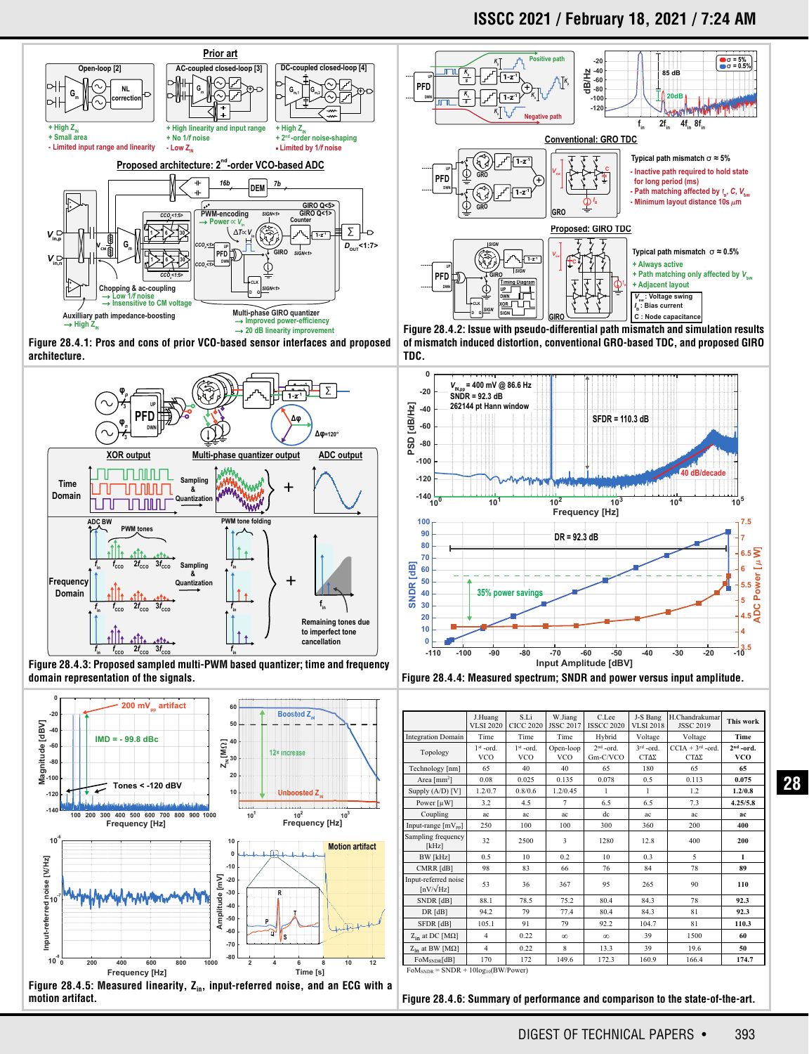**Prior art**

Open-loop [2]

AC-coupled closed-loop [3]

DC-coupled closed-loop [4]

+ High $Z_{IN}$
+ Small area
- Limited input range and linearity

+ High linearity and input range
+ No 1/f noise
- Low $Z_{IN}$

+ High $Z_{IN}$
+ 2nd-order noise-shaping
- Limited by 1/f noise

**Proposed architecture: 2nd-order VCO-based ADC**

Chopping & ac-coupling
→ Low 1/f noise
→ Insensitive to CM voltage

Auxiliary path impedance-boosting
→ High $Z_{IN}$

PWM-encoding
→ Power ∝ $V_{in}$

Multi-phase GIRO quantizer
→ Improved power-efficiency
→ 20 dB linearity improvement

Figure 28.4.1: Pros and cons of prior VCO-based sensor interfaces and proposed architecture.

Positive path

Negative path

85 dB

20dB

σ = 5%
σ = 0.5%

**Conventional: GRO TDC**

Typical path mismatch σ ≈ 5%
- Inactive path required to hold state for long period (ms)
- Path matching affected by $I_B$, $C$, $V_{sw}$
- Minimum layout distance 10s μm

**Proposed: GIRO TDC**

Typical path mismatch σ ≈ 0.5%
+ Always active
+ Path matching only affected by $V_{sw}$
+ Adjacent layout

$V_{sw}$ : Voltage swing
$I_B$ : Bias current
C : Node capacitance

Figure 28.4.2: Issue with pseudo-differential path mismatch and simulation results of mismatch induced distortion, conventional GRO-based TDC, and proposed GIRO TDC.

Δφ=120°

XOR output | Multi-phase quantizer output | ADC output

Time Domain

Sampling & Quantization

ADC BW

PWM tones

PWM tone folding

Frequency Domain

Remaining tones due to imperfect tone cancellation

Figure 28.4.3: Proposed sampled multi-PWM based quantizer; time and frequency domain representation of the signals.

$V_{in,pp}$ = 400 mV @ 86.6 Hz
SNDR = 92.3 dB
262144 pt Hann window

SFDR = 110.3 dB

40 dB/decade

PSD [dB/Hz]
Frequency [Hz]

DR = 92.3 dB

35% power savings

SNDR [dB]
ADC Power [μW]
Input Amplitude [dBV]

Figure 28.4.4: Measured spectrum; SNDR and power versus input amplitude.

200 mV$_{pp}$ artifact

IMD = - 99.8 dBc

Tones < -120 dBV

Magnitude [dBV]
Frequency [Hz]

Boosted $Z_{in}$

12× increase

Unboosted $Z_{in}$

$Z_{in}$ [MΩ]
Frequency [Hz]

Input-referred noise [V/√Hz]
Frequency [Hz]

Motion artifact

Amplitude [mV]
Time [s]

Figure 28.4.5: Measured linearity, $Z_{in}$, input-referred noise, and an ECG with a motion artifact.

| | J.Huang VLSI 2020 | S.Li CICC 2020 | W.Jiang JSSC 2017 | C.Lee ISSCC 2020 | J-S Bang VLSI 2018 | H.Chandrakumar JSSC 2019 | This work |
|---|---|---|---|---|---|---|---|
| Integration Domain | Time | Time | Time | Hybrid | Voltage | Voltage | **Time** |
| Topology | 1st -ord. VCO | 1st -ord. VCO | Open-loop VCO | 2nd -ord. Gm-C/VCO | 3rd -ord. CTΔΣ | CCIA + 3rd -ord. CTΔΣ | **2nd -ord. VCO** |
| Technology [nm] | 65 | 40 | 40 | 65 | 180 | 65 | **65** |
| Area [mm²] | 0.08 | 0.025 | 0.135 | 0.078 | 0.5 | 0.113 | **0.075** |
| Supply (A/D) [V] | 1.2/0.7 | 0.8/0.6 | 1.2/0.45 | 1 | 1 | 1.2 | **1.2/0.8** |
| Power [μW] | 3.2 | 4.5 | 7 | 6.5 | 6.5 | 7.3 | **4.25/5.8** |
| Coupling | ac | ac | ac | dc | ac | ac | **ac** |
| Input-range [mV$_P$] | 250 | 100 | 100 | 300 | 360 | 200 | **400** |
| Sampling frequency [kHz] | 32 | 2500 | 3 | 1280 | 12.8 | 400 | **200** |
| BW [kHz] | 0.5 | 10 | 0.2 | 10 | 0.3 | 5 | **1** |
| CMRR [dB] | 98 | 83 | 66 | 76 | 84 | 78 | **89** |
| Input-referred noise [nV/√Hz] | 53 | 36 | 367 | 95 | 265 | 90 | **110** |
| SNDR [dB] | 88.1 | 78.5 | 75.2 | 80.4 | 84.3 | 78 | **92.3** |
| DR [dB] | 94.2 | 79 | 77.4 | 80.4 | 84.3 | 81 | **92.3** |
| SFDR [dB] | 105.1 | 91 | 79 | 92.2 | 104.7 | 81 | **110.3** |
| $Z_{in}$ at DC [MΩ] | 4 | 0.22 | ∞ | ∞ | 39 | 1500 | **60** |
| $Z_{in}$ at BW [MΩ] | 4 | 0.22 | 8 | 13.3 | 39 | 19.6 | **50** |
| FoM$_{SNDR}$[dB] | 170 | 172 | 149.6 | 172.3 | 160.9 | 166.4 | **174.7** |

$FoM_{SNDR} = SNDR + 10\log_{10}(BW/Power)$

Figure 28.4.6: Summary of performance and comparison to the state-of-the-art.